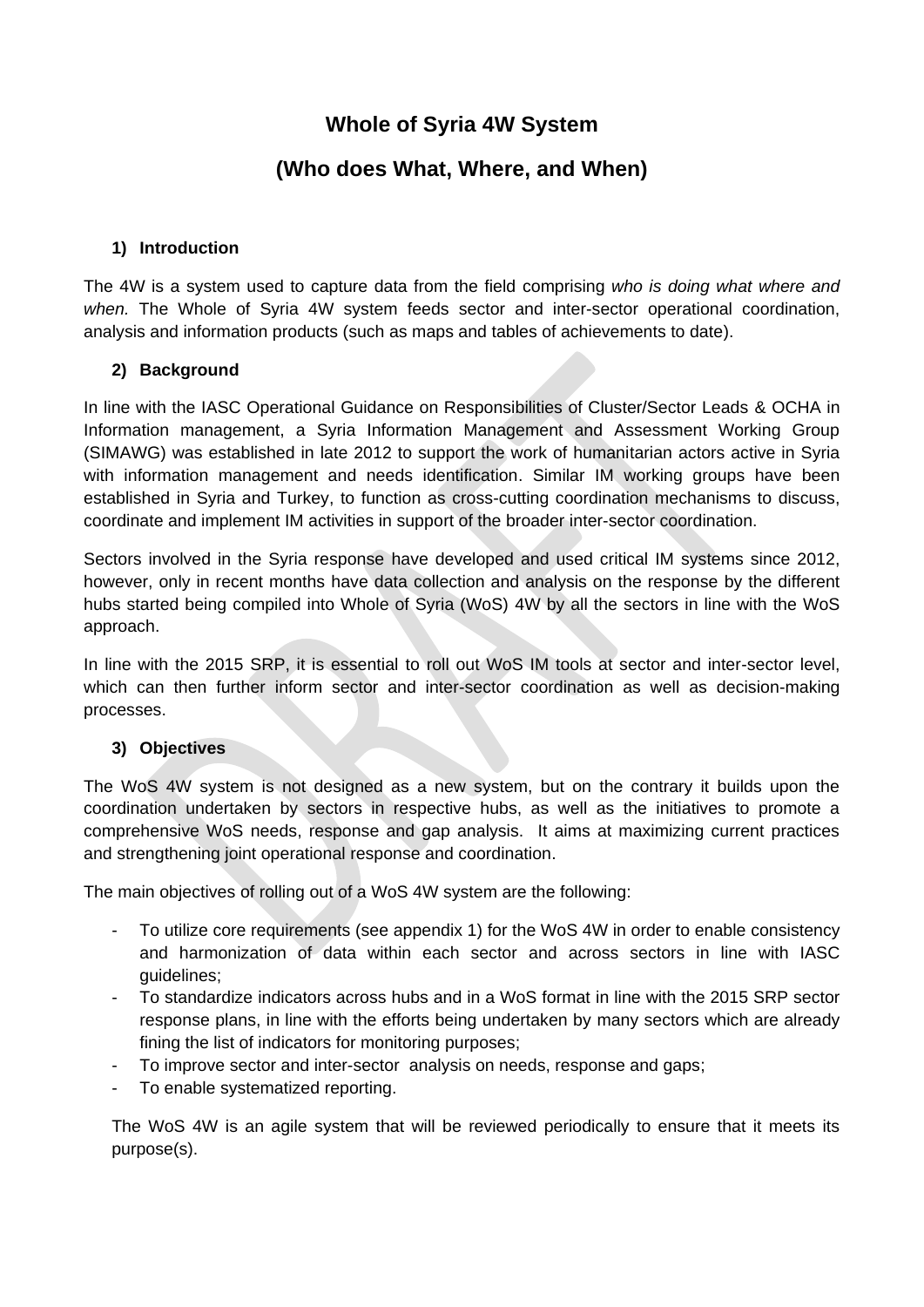# Whole of Syria 4W System

# (Who does What, Where, and When)

## 1) Introduction

The 4W is a system used to capture data from the field comprising *who is doing what where and when.* The Whole of Syria 4W system feeds sector and inter-sector operational coordination, analysis and information products (such as maps and tables of achievements to date).

## 2) Background

In line with the IASC Operational Guidance on Responsibilities of Cluster/Sector Leads & OCHA in Information management, a Syria Information Management and Assessment Working Group (SIMAWG) was established in late 2012 to support the work of humanitarian actors active in Syria with information management and needs identification. Similar IM working groups have been established in Syria and Turkey, to function as cross-cutting coordination mechanisms to discuss, coordinate and implement IM activities in support of the broader inter-sector coordination.

Sectors involved in the Syria response have developed and used critical IM systems since 2012, however, only in recent months have data collection and analysis on the response by the different hubs started being compiled into Whole of Syria (WoS) 4W by all the sectors in line with the WoS approach.

In line with the 2015 SRP, it is essential to roll out WoS IM tools at sector and inter-sector level, which can then further inform sector and inter-sector coordination as well as decision-making processes.

## 3) Objectives

The WoS 4W system is not designed as a new system, but on the contrary it builds upon the coordination undertaken by sectors in respective hubs, as well as the initiatives to promote a comprehensive WoS needs, response and gap analysis. It aims at maximizing current practices and strengthening joint operational response and coordination.

The main objectives of rolling out of a WoS 4W system are the following:

- To utilize core requirements (see appendix 1) for the WoS 4W in order to enable consistency and harmonization of data within each sector and across sectors in line with IASC guidelines;
- To standardize indicators across hubs and in a WoS format in line with the 2015 SRP sector response plans, in line with the efforts being undertaken by many sectors which are already fining the list of indicators for monitoring purposes;
- To improve sector and inter-sector analysis on needs, response and gaps;
- To enable systematized reporting.

The WoS 4W is an agile system that will be reviewed periodically to ensure that it meets its purpose(s).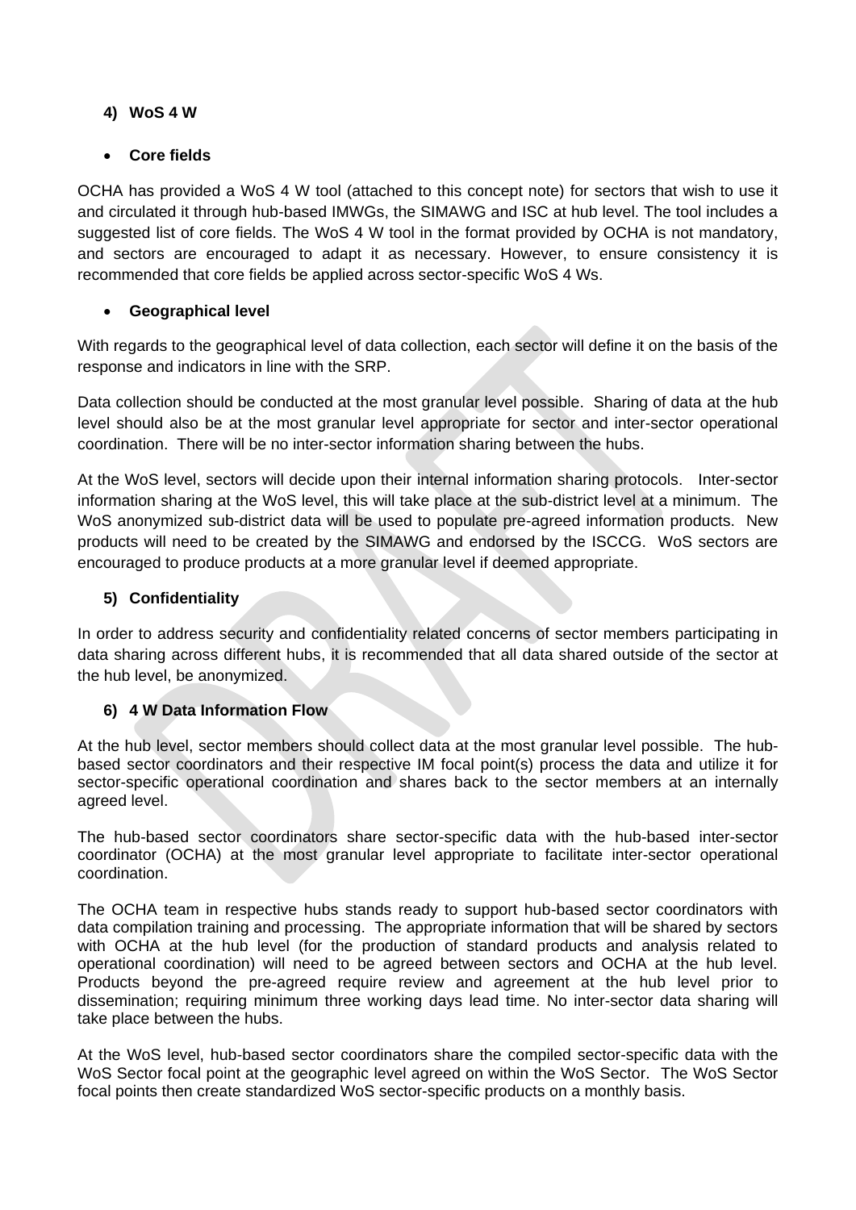## 4) WoS 4 W

- **Core fields**

OCHA has provided a WoS 4 W tool (attached to this concept note) for sectors that wish to use it and circulated it through hub-based IMWGs, the SIMAWG and ISC at hub level. The tool includes a suggested list of core fields. The WoS 4 W tool in the format provided by OCHA is not mandatory, and sectors are encouraged to adapt it as necessary. However, to ensure consistency it is recommended that core fields be applied across sector-specific WoS 4 Ws.

- **Geographical level**

With regards to the geographical level of data collection, each sector will define it on the basis of the response and indicators in line with the SRP.

Data collection should be conducted at the most granular level possible. Sharing of data at the hub level should also be at the most granular level appropriate for sector and inter-sector operational coordination. There will be no inter-sector information sharing between the hubs.

At the WoS level, sectors will decide upon their internal information sharing protocols. Inter-sector information sharing at the WoS level, this will take place at the sub-district level at a minimum. The WoS anonymized sub-district data will be used to populate pre-agreed information products. New products will need to be created by the SIMAWG and endorsed by the ISCCG. WoS sectors are encouraged to produce products at a more granular level if deemed appropriate.

## 5) Confidentiality

In order to address security and confidentiality related concerns of sector members participating in data sharing across different hubs, it is recommended that all data shared outside of the sector at the hub level, be anonymized.

## 6) 4 W Data Information Flow

At the hub level, sector members should collect data at the most granular level possible. The hub-based sector coordinators and their respective IM focal point(s) process the data and utilize it for sector-specific operational coordination and shares back to the sector members at an internally agreed level.

The hub-based sector coordinators share sector-specific data with the hub-based inter-sector coordinator (OCHA) at the most granular level appropriate to facilitate inter-sector operational coordination.

The OCHA team in respective hubs stands ready to support hub-based sector coordinators with data compilation training and processing. The appropriate information that will be shared by sectors with OCHA at the hub level (for the production of standard products and analysis related to operational coordination) will need to be agreed between sectors and OCHA at the hub level. Products beyond the pre-agreed require review and agreement at the hub level prior to dissemination; requiring minimum three working days lead time. No inter-sector data sharing will take place between the hubs.

At the WoS level, hub-based sector coordinators share the compiled sector-specific data with the WoS Sector focal point at the geographic level agreed on within the WoS Sector. The WoS Sector focal points then create standardized WoS sector-specific products on a monthly basis.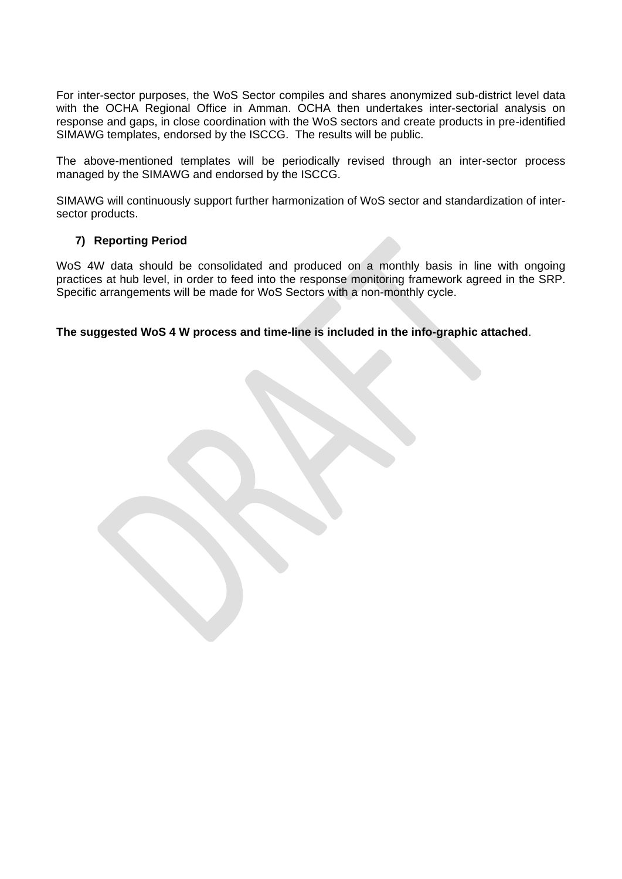For inter-sector purposes, the WoS Sector compiles and shares anonymized sub-district level data with the OCHA Regional Office in Amman. OCHA then undertakes inter-sectorial analysis on response and gaps, in close coordination with the WoS sectors and create products in pre-identified SIMAWG templates, endorsed by the ISCCG. The results will be public.

The above-mentioned templates will be periodically revised through an inter-sector process managed by the SIMAWG and endorsed by the ISCCG.

SIMAWG will continuously support further harmonization of WoS sector and standardization of inter-sector products.

**7) Reporting Period**

WoS 4W data should be consolidated and produced on a monthly basis in line with ongoing practices at hub level, in order to feed into the response monitoring framework agreed in the SRP. Specific arrangements will be made for WoS Sectors with a non-monthly cycle.

**The suggested WoS 4 W process and time-line is included in the info-graphic attached**.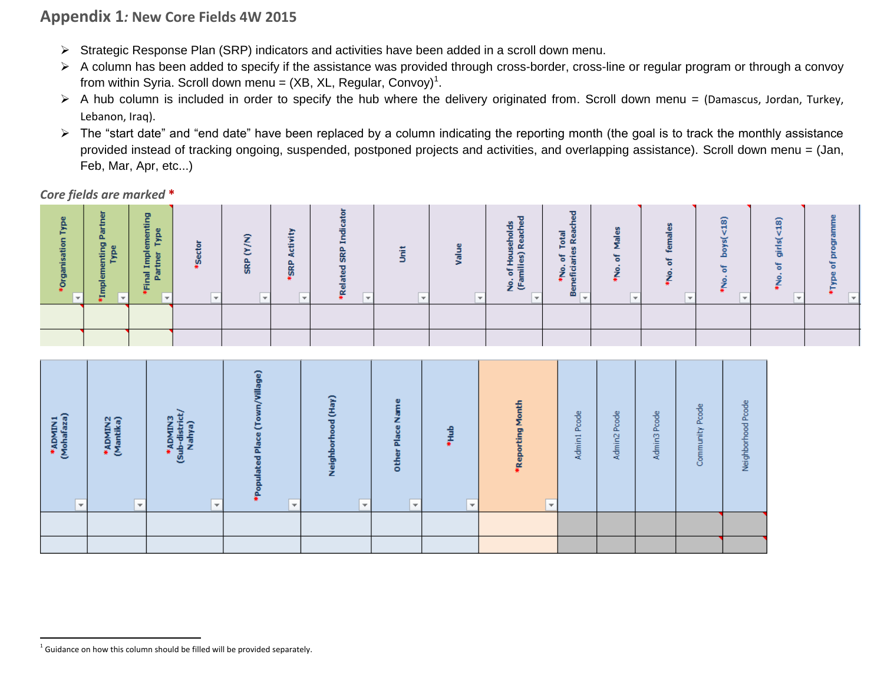## Appendix 1: *New Core Fields 4W 2015*

- Strategic Response Plan (SRP) indicators and activities have been added in a scroll down menu.
- A column has been added to specify if the assistance was provided through cross-border, cross-line or regular program or through a convoy from within Syria. Scroll down menu = (XB, XL, Regular, Convoy)[1].
- A hub column is included in order to specify the hub where the delivery originated from. Scroll down menu = (Damascus, Jordan, Turkey, Lebanon, Iraq).
- The "start date" and "end date" have been replaced by a column indicating the reporting month (the goal is to track the monthly assistance provided instead of tracking ongoing, suspended, postponed projects and activities, and overlapping assistance). Scroll down menu = (Jan, Feb, Mar, Apr, etc...)

*Core fields are marked* *

| *Organisation Type | *Implementing Partner Type | *Final Implementing Partner Type | *Sector | SRP (Y/N) | *SRP Activity | *Related SRP Indicator | Unit | Value | No. of Households (Families) Reached | *No. of Total Beneficiaries Reached | *No. of Males | *No. of females | *No. of boys(<18) | *No. of girls(<18) | *Type of programme |
|---|---|---|---|---|---|---|---|---|---|---|---|---|---|---|---|
| | | | | | | | | | | | | | | | |
| | | | | | | | | | | | | | | | |

| *ADMIN1 (Mohafaza) | *ADMIN2 (Mantika) | *ADMIN3 (Sub-district/ Nahya) | *Populated Place (Town/village) | Neighborhood (Hay) | Other Place Name | *Hub | *Reporting Month | Admin1 Pcode | Admin2 Pcode | Admin3 Pcode | Community Pcode | Neighborhood Pcode |
|---|---|---|---|---|---|---|---|---|---|---|---|---|
| | | | | | | | | | | | | |
| | | | | | | | | | | | | |

[1] Guidance on how this column should be filled will be provided separately.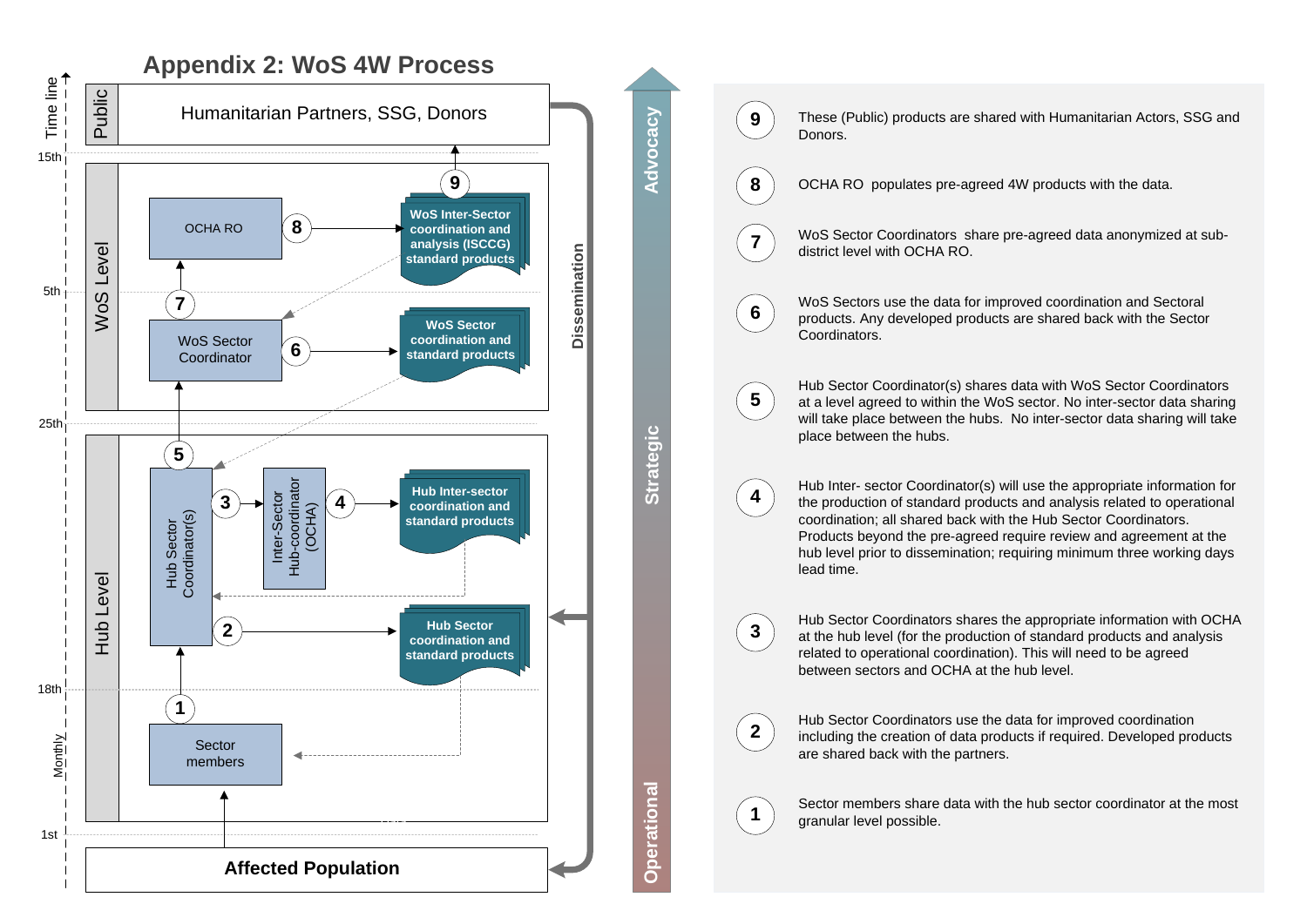# Appendix 2: WoS 4W Process

Time line

Public

Humanitarian Partners, SSG, Donors

15th

WoS Level

OCHA RO

8

WoS Inter-Sector coordination and analysis (ISCCG) standard products

9

7

5th

WoS Sector Coordinator

6

WoS Sector coordination and standard products

25th

Hub Level

5

Hub Sector Coordinator(s)

3

Inter-Sector Hub-coordinator (OCHA)

4

Hub Inter-sector coordination and standard products

2

Hub Sector coordination and standard products

18th

1

Monthly

Sector members

1st

Affected Population

Dissemination

Advocacy

Strategic

Operational

9 These (Public) products are shared with Humanitarian Actors, SSG and Donors.

8 OCHA RO populates pre-agreed 4W products with the data.

7 WoS Sector Coordinators share pre-agreed data anonymized at sub-district level with OCHA RO.

6 WoS Sectors use the data for improved coordination and Sectoral products. Any developed products are shared back with the Sector Coordinators.

5 Hub Sector Coordinator(s) shares data with WoS Sector Coordinators at a level agreed to within the WoS sector. No inter-sector data sharing will take place between the hubs. No inter-sector data sharing will take place between the hubs.

4 Hub Inter- sector Coordinator(s) will use the appropriate information for the production of standard products and analysis related to operational coordination; all shared back with the Hub Sector Coordinators. Products beyond the pre-agreed require review and agreement at the hub level prior to dissemination; requiring minimum three working days lead time.

3 Hub Sector Coordinators shares the appropriate information with OCHA at the hub level (for the production of standard products and analysis related to operational coordination). This will need to be agreed between sectors and OCHA at the hub level.

2 Hub Sector Coordinators use the data for improved coordination including the creation of data products if required. Developed products are shared back with the partners.

1 Sector members share data with the hub sector coordinator at the most granular level possible.